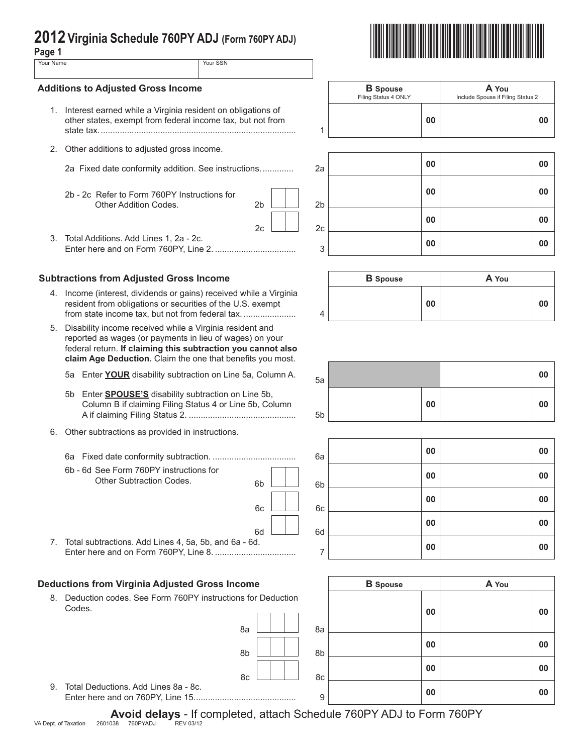# 2012 Virginia Schedule 760PY ADJ (Form 760PY ADJ)

**Page 1**

| Your Name | Your SSN |
|---|---|
| | |

## Additions to Adjusted Gross Income

| | | **B** Spouse (Filing Status 4 ONLY) | **A** You (Include Spouse if Filing Status 2) |
|---|---|---|---|
| 1. Interest earned while a Virginia resident on obligations of other states, exempt from federal income tax, but not from state tax. | 1 | 00 | 00 |
| 2. Other additions to adjusted gross income. | | | |
| 2a Fixed date conformity addition. See instructions. | 2a | 00 | 00 |
| 2b - 2c Refer to Form 760PY Instructions for Other Addition Codes. 2b | 2b | 00 | 00 |
| 2c | 2c | 00 | 00 |
| 3. Total Additions. Add Lines 1, 2a - 2c. Enter here and on Form 760PY, Line 2. | 3 | 00 | 00 |

## Subtractions from Adjusted Gross Income

| | | **B** Spouse | **A** You |
|---|---|---|---|
| 4. Income (interest, dividends or gains) received while a Virginia resident from obligations or securities of the U.S. exempt from state income tax, but not from federal tax. | 4 | 00 | 00 |
| 5. Disability income received while a Virginia resident and reported as wages (or payments in lieu of wages) on your federal return. **If claiming this subtraction you cannot also claim Age Deduction.** Claim the one that benefits you most. | | | |
| 5a Enter **YOUR** disability subtraction on Line 5a, Column A. | 5a | | 00 |
| 5b Enter **SPOUSE'S** disability subtraction on Line 5b, Column B if claiming Filing Status 4 or Line 5b, Column A if claiming Filing Status 2. | 5b | 00 | 00 |
| 6. Other subtractions as provided in instructions. | | | |
| 6a Fixed date conformity subtraction. | 6a | 00 | 00 |
| 6b - 6d See Form 760PY instructions for Other Subtraction Codes. 6b | 6b | 00 | 00 |
| 6c | 6c | 00 | 00 |
| 6d | 6d | 00 | 00 |
| 7. Total subtractions. Add Lines 4, 5a, 5b, and 6a - 6d. Enter here and on Form 760PY, Line 8. | 7 | 00 | 00 |

## Deductions from Virginia Adjusted Gross Income

| | | **B** Spouse | **A** You |
|---|---|---|---|
| 8. Deduction codes. See Form 760PY instructions for Deduction Codes. 8a | 8a | 00 | 00 |
| 8b | 8b | 00 | 00 |
| 8c | 8c | 00 | 00 |
| 9. Total Deductions. Add Lines 8a - 8c. Enter here and on 760PY, Line 15. | 9 | 00 | 00 |

**Avoid delays** - If completed, attach Schedule 760PY ADJ to Form 760PY

VA Dept. of Taxation 2601038 760PYADJ REV 03/12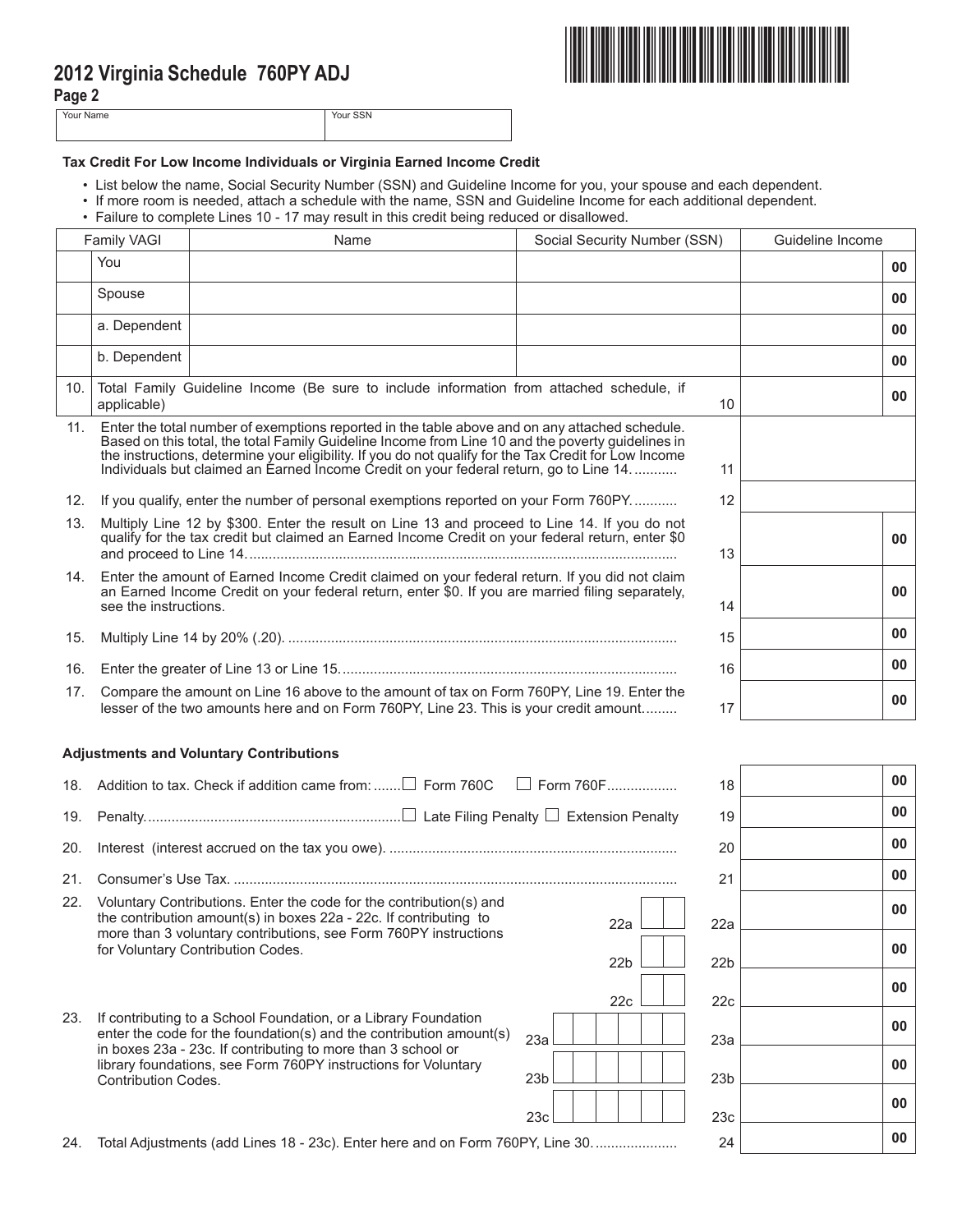# 2012 Virginia Schedule 760PY ADJ

**Page 2**

| Your Name | Your SSN |
|---|---|
| | |

**Tax Credit For Low Income Individuals or Virginia Earned Income Credit**

- List below the name, Social Security Number (SSN) and Guideline Income for you, your spouse and each dependent.
- If more room is needed, attach a schedule with the name, SSN and Guideline Income for each additional dependent.
- Failure to complete Lines 10 - 17 may result in this credit being reduced or disallowed.

| Family VAGI | | Name | Social Security Number (SSN) | Guideline Income |
|---|---|---|---|---|
| | You | | | 00 |
| | Spouse | | | 00 |
| | a. Dependent | | | 00 |
| | b. Dependent | | | 00 |
| 10. | Total Family Guideline Income (Be sure to include information from attached schedule, if applicable) | | 10 | 00 |

| | | | |
|---|---|---|---|
| 11. | Enter the total number of exemptions reported in the table above and on any attached schedule. Based on this total, the total Family Guideline Income from Line 10 and the poverty guidelines in the instructions, determine your eligibility. If you do not qualify for the Tax Credit for Low Income Individuals but claimed an Earned Income Credit on your federal return, go to Line 14. .......... | 11 | |
| 12. | If you qualify, enter the number of personal exemptions reported on your Form 760PY. .......... | 12 | |
| 13. | Multiply Line 12 by $300. Enter the result on Line 13 and proceed to Line 14. If you do not qualify for the tax credit but claimed an Earned Income Credit on your federal return, enter $0 and proceed to Line 14. .......... | 13 | 00 |
| 14. | Enter the amount of Earned Income Credit claimed on your federal return. If you did not claim an Earned Income Credit on your federal return, enter $0. If you are married filing separately, see the instructions. | 14 | 00 |
| 15. | Multiply Line 14 by 20% (.20). .......... | 15 | 00 |
| 16. | Enter the greater of Line 13 or Line 15. .......... | 16 | 00 |
| 17. | Compare the amount on Line 16 above to the amount of tax on Form 760PY, Line 19. Enter the lesser of the two amounts here and on Form 760PY, Line 23. This is your credit amount. ........ | 17 | 00 |

**Adjustments and Voluntary Contributions**

| | | | | |
|---|---|---|---|---|
| 18. | Addition to tax. Check if addition came from: ....... ☐ Form 760C ☐ Form 760F .......... | | 18 | 00 |
| 19. | Penalty. .......... ☐ Late Filing Penalty ☐ Extension Penalty | | 19 | 00 |
| 20. | Interest (interest accrued on the tax you owe). .......... | | 20 | 00 |
| 21. | Consumer's Use Tax. .......... | | 21 | 00 |
| 22. | Voluntary Contributions. Enter the code for the contribution(s) and the contribution amount(s) in boxes 22a - 22c. If contributing to more than 3 voluntary contributions, see Form 760PY instructions for Voluntary Contribution Codes. | 22a | 22a | 00 |
| | | 22b | 22b | 00 |
| | | 22c | 22c | 00 |
| 23. | If contributing to a School Foundation, or a Library Foundation enter the code for the foundation(s) and the contribution amount(s) in boxes 23a - 23c. If contributing to more than 3 school or library foundations, see Form 760PY instructions for Voluntary Contribution Codes. | 23a | 23a | 00 |
| | | 23b | 23b | 00 |
| | | 23c | 23c | 00 |
| 24. | Total Adjustments (add Lines 18 - 23c). Enter here and on Form 760PY, Line 30. .......... | | 24 | 00 |